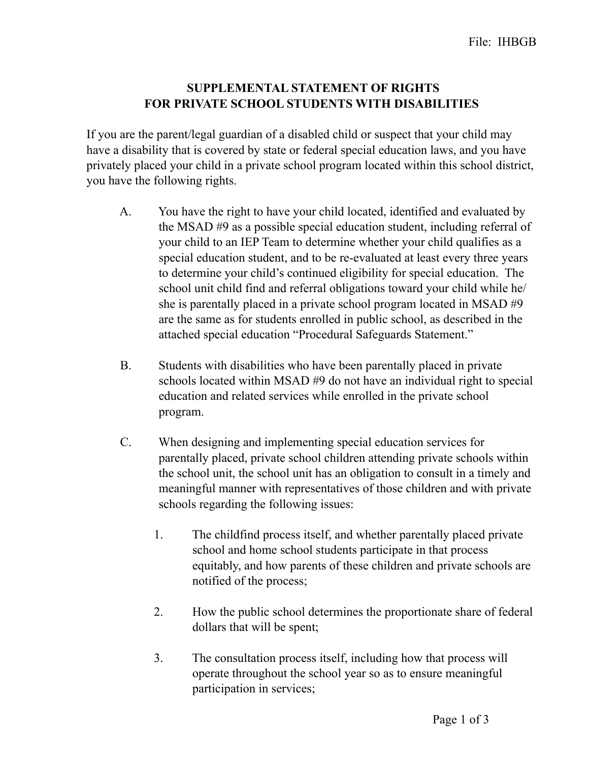# SUPPLEMENTAL STATEMENT OF RIGHTS FOR PRIVATE SCHOOL STUDENTS WITH DISABILITIES

If you are the parent/legal guardian of a disabled child or suspect that your child may have a disability that is covered by state or federal special education laws, and you have privately placed your child in a private school program located within this school district, you have the following rights.

A. You have the right to have your child located, identified and evaluated by the MSAD #9 as a possible special education student, including referral of your child to an IEP Team to determine whether your child qualifies as a special education student, and to be re-evaluated at least every three years to determine your child's continued eligibility for special education. The school unit child find and referral obligations toward your child while he/she is parentally placed in a private school program located in MSAD #9 are the same as for students enrolled in public school, as described in the attached special education "Procedural Safeguards Statement."

B. Students with disabilities who have been parentally placed in private schools located within MSAD #9 do not have an individual right to special education and related services while enrolled in the private school program.

C. When designing and implementing special education services for parentally placed, private school children attending private schools within the school unit, the school unit has an obligation to consult in a timely and meaningful manner with representatives of those children and with private schools regarding the following issues:

1. The childfind process itself, and whether parentally placed private school and home school students participate in that process equitably, and how parents of these children and private schools are notified of the process;

2. How the public school determines the proportionate share of federal dollars that will be spent;

3. The consultation process itself, including how that process will operate throughout the school year so as to ensure meaningful participation in services;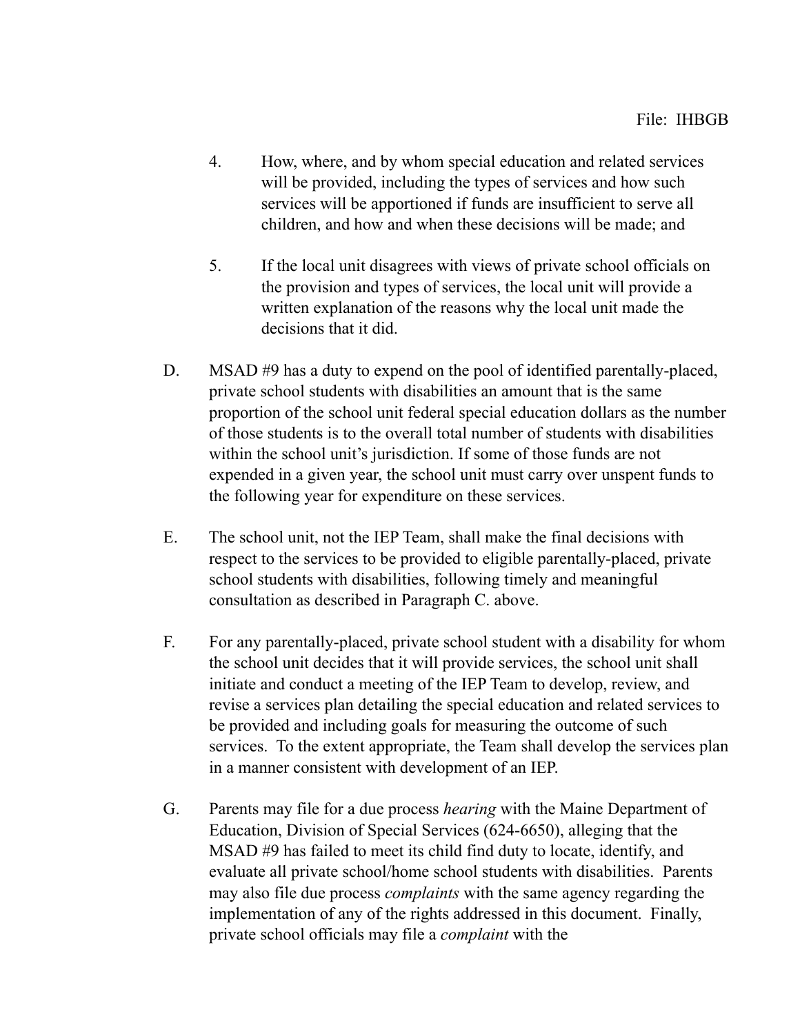4. How, where, and by whom special education and related services will be provided, including the types of services and how such services will be apportioned if funds are insufficient to serve all children, and how and when these decisions will be made; and

5. If the local unit disagrees with views of private school officials on the provision and types of services, the local unit will provide a written explanation of the reasons why the local unit made the decisions that it did.

D. MSAD #9 has a duty to expend on the pool of identified parentally-placed, private school students with disabilities an amount that is the same proportion of the school unit federal special education dollars as the number of those students is to the overall total number of students with disabilities within the school unit's jurisdiction. If some of those funds are not expended in a given year, the school unit must carry over unspent funds to the following year for expenditure on these services.

E. The school unit, not the IEP Team, shall make the final decisions with respect to the services to be provided to eligible parentally-placed, private school students with disabilities, following timely and meaningful consultation as described in Paragraph C. above.

F. For any parentally-placed, private school student with a disability for whom the school unit decides that it will provide services, the school unit shall initiate and conduct a meeting of the IEP Team to develop, review, and revise a services plan detailing the special education and related services to be provided and including goals for measuring the outcome of such services. To the extent appropriate, the Team shall develop the services plan in a manner consistent with development of an IEP.

G. Parents may file for a due process *hearing* with the Maine Department of Education, Division of Special Services (624-6650), alleging that the MSAD #9 has failed to meet its child find duty to locate, identify, and evaluate all private school/home school students with disabilities. Parents may also file due process *complaints* with the same agency regarding the implementation of any of the rights addressed in this document. Finally, private school officials may file a *complaint* with the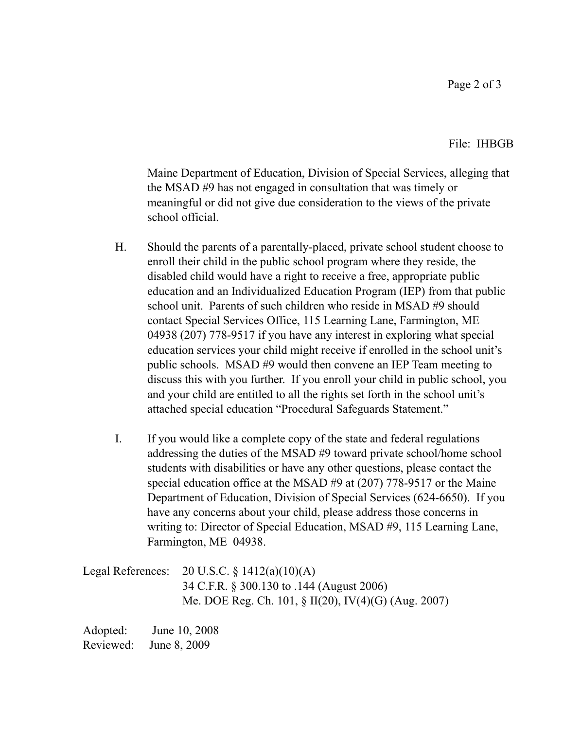File: IHBGB

Maine Department of Education, Division of Special Services, alleging that the MSAD #9 has not engaged in consultation that was timely or meaningful or did not give due consideration to the views of the private school official.

H. Should the parents of a parentally-placed, private school student choose to enroll their child in the public school program where they reside, the disabled child would have a right to receive a free, appropriate public education and an Individualized Education Program (IEP) from that public school unit. Parents of such children who reside in MSAD #9 should contact Special Services Office, 115 Learning Lane, Farmington, ME 04938 (207) 778-9517 if you have any interest in exploring what special education services your child might receive if enrolled in the school unit's public schools. MSAD #9 would then convene an IEP Team meeting to discuss this with you further. If you enroll your child in public school, you and your child are entitled to all the rights set forth in the school unit's attached special education "Procedural Safeguards Statement."

I. If you would like a complete copy of the state and federal regulations addressing the duties of the MSAD #9 toward private school/home school students with disabilities or have any other questions, please contact the special education office at the MSAD #9 at (207) 778-9517 or the Maine Department of Education, Division of Special Services (624-6650). If you have any concerns about your child, please address those concerns in writing to: Director of Special Education, MSAD #9, 115 Learning Lane, Farmington, ME 04938.

Legal References: 20 U.S.C. § 1412(a)(10)(A)
34 C.F.R. § 300.130 to .144 (August 2006)
Me. DOE Reg. Ch. 101, § II(20), IV(4)(G) (Aug. 2007)

Adopted: June 10, 2008
Reviewed: June 8, 2009